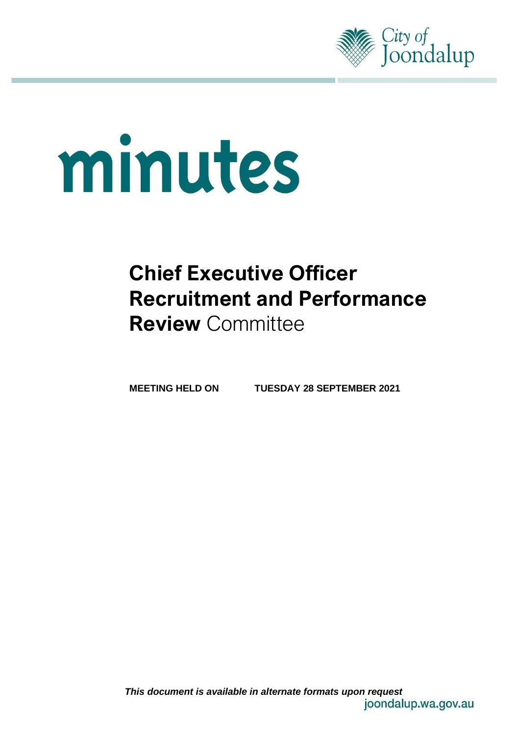City of Joondalup

# minutes

## Chief Executive Officer Recruitment and Performance Review Committee

**MEETING HELD ON** **TUESDAY 28 SEPTEMBER 2021**

***This document is available in alternate formats upon request***

joondalup.wa.gov.au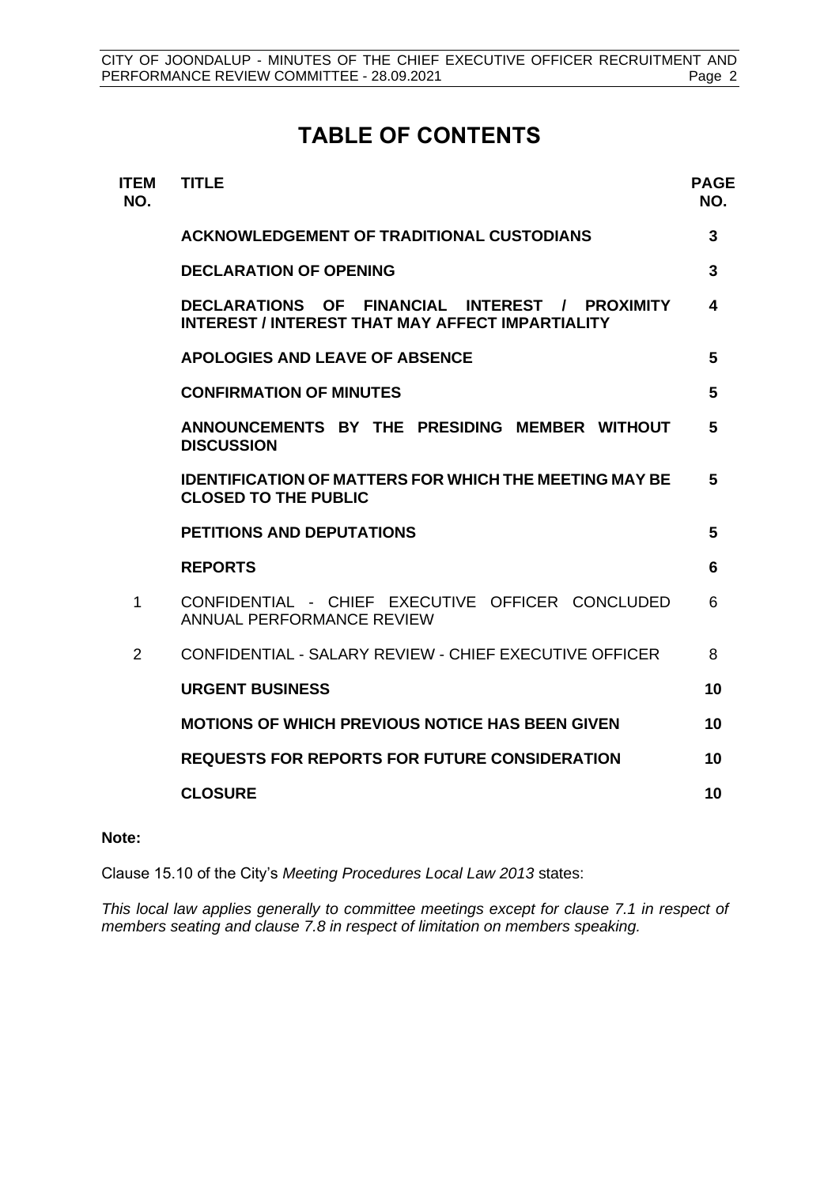# TABLE OF CONTENTS

| ITEM NO. | TITLE | PAGE NO. |
|---|---|---|
| | **ACKNOWLEDGEMENT OF TRADITIONAL CUSTODIANS** | **3** |
| | **DECLARATION OF OPENING** | **3** |
| | **DECLARATIONS OF FINANCIAL INTEREST / PROXIMITY INTEREST / INTEREST THAT MAY AFFECT IMPARTIALITY** | **4** |
| | **APOLOGIES AND LEAVE OF ABSENCE** | **5** |
| | **CONFIRMATION OF MINUTES** | **5** |
| | **ANNOUNCEMENTS BY THE PRESIDING MEMBER WITHOUT DISCUSSION** | **5** |
| | **IDENTIFICATION OF MATTERS FOR WHICH THE MEETING MAY BE CLOSED TO THE PUBLIC** | **5** |
| | **PETITIONS AND DEPUTATIONS** | **5** |
| | **REPORTS** | **6** |
| 1 | CONFIDENTIAL - CHIEF EXECUTIVE OFFICER CONCLUDED ANNUAL PERFORMANCE REVIEW | 6 |
| 2 | CONFIDENTIAL - SALARY REVIEW - CHIEF EXECUTIVE OFFICER | 8 |
| | **URGENT BUSINESS** | **10** |
| | **MOTIONS OF WHICH PREVIOUS NOTICE HAS BEEN GIVEN** | **10** |
| | **REQUESTS FOR REPORTS FOR FUTURE CONSIDERATION** | **10** |
| | **CLOSURE** | **10** |

**Note:**

Clause 15.10 of the City's *Meeting Procedures Local Law 2013* states:

*This local law applies generally to committee meetings except for clause 7.1 in respect of members seating and clause 7.8 in respect of limitation on members speaking.*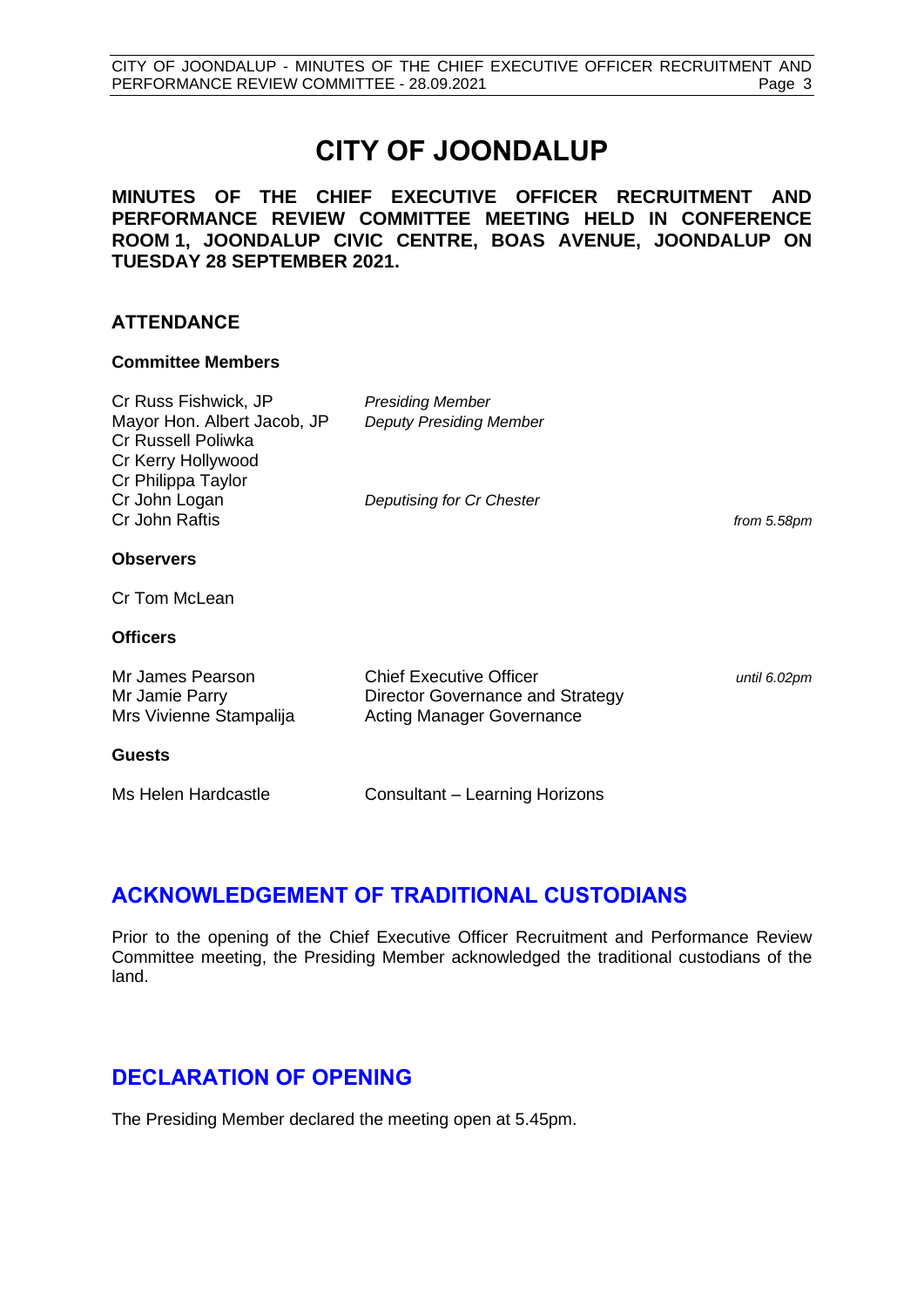# CITY OF JOONDALUP

**MINUTES OF THE CHIEF EXECUTIVE OFFICER RECRUITMENT AND PERFORMANCE REVIEW COMMITTEE MEETING HELD IN CONFERENCE ROOM 1, JOONDALUP CIVIC CENTRE, BOAS AVENUE, JOONDALUP ON TUESDAY 28 SEPTEMBER 2021.**

## ATTENDANCE

### Committee Members

| | | |
|---|---|---|
| Cr Russ Fishwick, JP | *Presiding Member* | |
| Mayor Hon. Albert Jacob, JP | *Deputy Presiding Member* | |
| Cr Russell Poliwka | | |
| Cr Kerry Hollywood | | |
| Cr Philippa Taylor | | |
| Cr John Logan | *Deputising for Cr Chester* | |
| Cr John Raftis | | *from 5.58pm* |

### Observers

Cr Tom McLean

### Officers

| | | |
|---|---|---|
| Mr James Pearson | Chief Executive Officer | *until 6.02pm* |
| Mr Jamie Parry | Director Governance and Strategy | |
| Mrs Vivienne Stampalija | Acting Manager Governance | |

### Guests

| | |
|---|---|
| Ms Helen Hardcastle | Consultant – Learning Horizons |

## ACKNOWLEDGEMENT OF TRADITIONAL CUSTODIANS

Prior to the opening of the Chief Executive Officer Recruitment and Performance Review Committee meeting, the Presiding Member acknowledged the traditional custodians of the land.

## DECLARATION OF OPENING

The Presiding Member declared the meeting open at 5.45pm.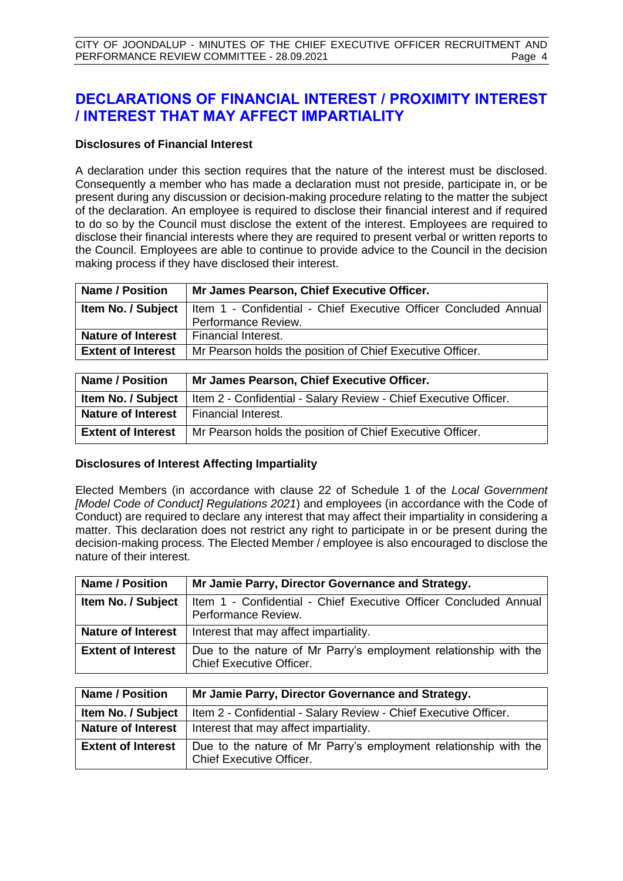# DECLARATIONS OF FINANCIAL INTEREST / PROXIMITY INTEREST / INTEREST THAT MAY AFFECT IMPARTIALITY

**Disclosures of Financial Interest**

A declaration under this section requires that the nature of the interest must be disclosed. Consequently a member who has made a declaration must not preside, participate in, or be present during any discussion or decision-making procedure relating to the matter the subject of the declaration. An employee is required to disclose their financial interest and if required to do so by the Council must disclose the extent of the interest. Employees are required to disclose their financial interests where they are required to present verbal or written reports to the Council. Employees are able to continue to provide advice to the Council in the decision making process if they have disclosed their interest.

| **Name / Position** | **Mr James Pearson, Chief Executive Officer.** |
| --- | --- |
| **Item No. / Subject** | Item 1 - Confidential - Chief Executive Officer Concluded Annual Performance Review. |
| **Nature of Interest** | Financial Interest. |
| **Extent of Interest** | Mr Pearson holds the position of Chief Executive Officer. |

| **Name / Position** | **Mr James Pearson, Chief Executive Officer.** |
| --- | --- |
| **Item No. / Subject** | Item 2 - Confidential - Salary Review - Chief Executive Officer. |
| **Nature of Interest** | Financial Interest. |
| **Extent of Interest** | Mr Pearson holds the position of Chief Executive Officer. |

**Disclosures of Interest Affecting Impartiality**

Elected Members (in accordance with clause 22 of Schedule 1 of the *Local Government [Model Code of Conduct] Regulations 2021*) and employees (in accordance with the Code of Conduct) are required to declare any interest that may affect their impartiality in considering a matter. This declaration does not restrict any right to participate in or be present during the decision-making process. The Elected Member / employee is also encouraged to disclose the nature of their interest.

| **Name / Position** | **Mr Jamie Parry, Director Governance and Strategy.** |
| --- | --- |
| **Item No. / Subject** | Item 1 - Confidential - Chief Executive Officer Concluded Annual Performance Review. |
| **Nature of Interest** | Interest that may affect impartiality. |
| **Extent of Interest** | Due to the nature of Mr Parry's employment relationship with the Chief Executive Officer. |

| **Name / Position** | **Mr Jamie Parry, Director Governance and Strategy.** |
| --- | --- |
| **Item No. / Subject** | Item 2 - Confidential - Salary Review - Chief Executive Officer. |
| **Nature of Interest** | Interest that may affect impartiality. |
| **Extent of Interest** | Due to the nature of Mr Parry's employment relationship with the Chief Executive Officer. |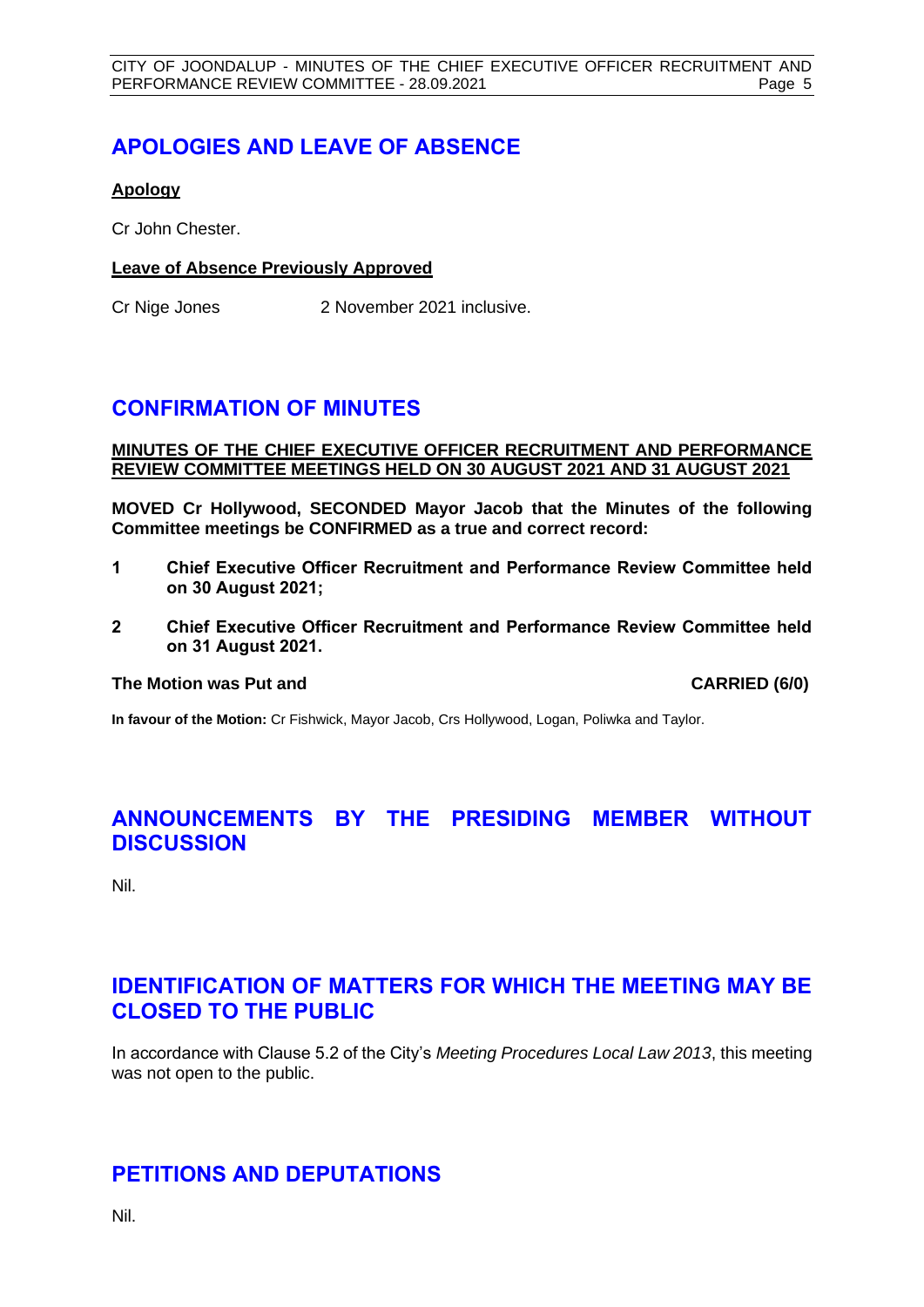## APOLOGIES AND LEAVE OF ABSENCE

**Apology**

Cr John Chester.

**Leave of Absence Previously Approved**

Cr Nige Jones 2 November 2021 inclusive.

## CONFIRMATION OF MINUTES

**MINUTES OF THE CHIEF EXECUTIVE OFFICER RECRUITMENT AND PERFORMANCE REVIEW COMMITTEE MEETINGS HELD ON 30 AUGUST 2021 AND 31 AUGUST 2021**

**MOVED Cr Hollywood, SECONDED Mayor Jacob that the Minutes of the following Committee meetings be CONFIRMED as a true and correct record:**

**1 Chief Executive Officer Recruitment and Performance Review Committee held on 30 August 2021;**

**2 Chief Executive Officer Recruitment and Performance Review Committee held on 31 August 2021.**

**The Motion was Put and CARRIED (6/0)**

**In favour of the Motion:** Cr Fishwick, Mayor Jacob, Crs Hollywood, Logan, Poliwka and Taylor.

## ANNOUNCEMENTS BY THE PRESIDING MEMBER WITHOUT DISCUSSION

Nil.

## IDENTIFICATION OF MATTERS FOR WHICH THE MEETING MAY BE CLOSED TO THE PUBLIC

In accordance with Clause 5.2 of the City's *Meeting Procedures Local Law 2013*, this meeting was not open to the public.

## PETITIONS AND DEPUTATIONS

Nil.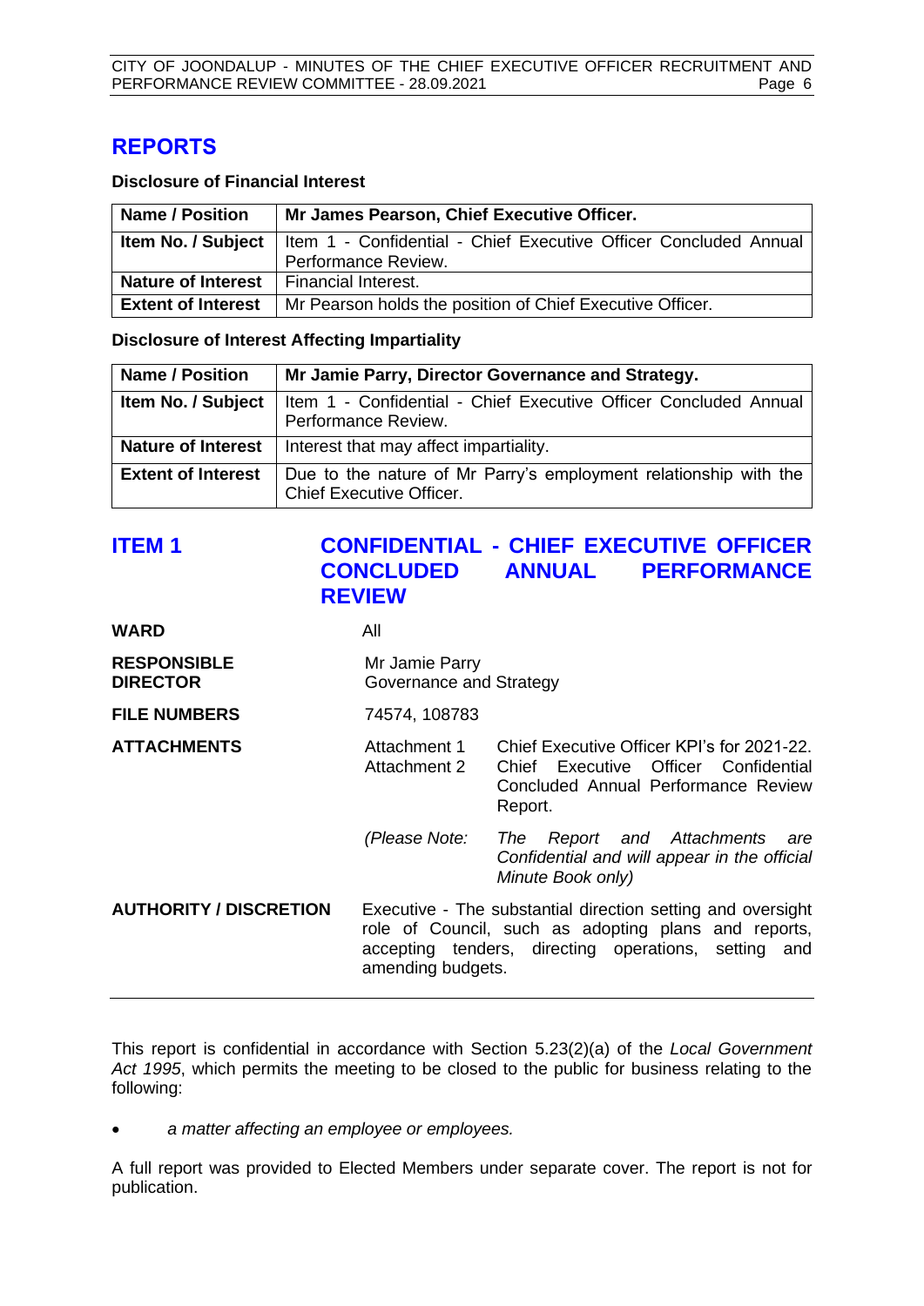# REPORTS

**Disclosure of Financial Interest**

| **Name / Position** | **Mr James Pearson, Chief Executive Officer.** |
|---|---|
| **Item No. / Subject** | Item 1 - Confidential - Chief Executive Officer Concluded Annual Performance Review. |
| **Nature of Interest** | Financial Interest. |
| **Extent of Interest** | Mr Pearson holds the position of Chief Executive Officer. |

**Disclosure of Interest Affecting Impartiality**

| **Name / Position** | **Mr Jamie Parry, Director Governance and Strategy.** |
|---|---|
| **Item No. / Subject** | Item 1 - Confidential - Chief Executive Officer Concluded Annual Performance Review. |
| **Nature of Interest** | Interest that may affect impartiality. |
| **Extent of Interest** | Due to the nature of Mr Parry's employment relationship with the Chief Executive Officer. |

## ITEM 1 CONFIDENTIAL - CHIEF EXECUTIVE OFFICER CONCLUDED ANNUAL PERFORMANCE REVIEW

**WARD** All

**RESPONSIBLE DIRECTOR** Mr Jamie Parry
Governance and Strategy

**FILE NUMBERS** 74574, 108783

**ATTACHMENTS**
Attachment 1 Chief Executive Officer KPI's for 2021-22.
Attachment 2 Chief Executive Officer Confidential Concluded Annual Performance Review Report.

*(Please Note: The Report and Attachments are Confidential and will appear in the official Minute Book only)*

**AUTHORITY / DISCRETION** Executive - The substantial direction setting and oversight role of Council, such as adopting plans and reports, accepting tenders, directing operations, setting and amending budgets.

---

This report is confidential in accordance with Section 5.23(2)(a) of the *Local Government Act 1995*, which permits the meeting to be closed to the public for business relating to the following:

- *a matter affecting an employee or employees.*

A full report was provided to Elected Members under separate cover. The report is not for publication.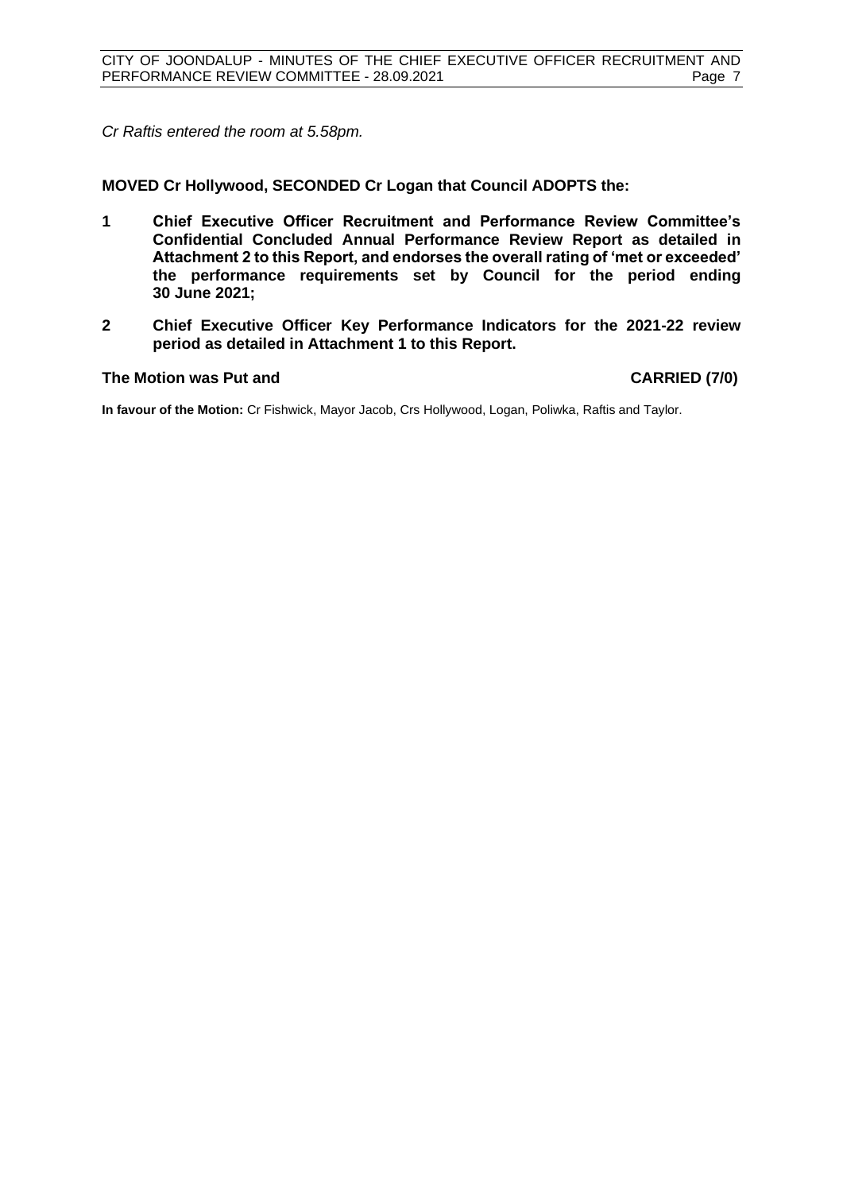*Cr Raftis entered the room at 5.58pm.*

**MOVED Cr Hollywood, SECONDED Cr Logan that Council ADOPTS the:**

**1 Chief Executive Officer Recruitment and Performance Review Committee's Confidential Concluded Annual Performance Review Report as detailed in Attachment 2 to this Report, and endorses the overall rating of 'met or exceeded' the performance requirements set by Council for the period ending 30 June 2021;**

**2 Chief Executive Officer Key Performance Indicators for the 2021-22 review period as detailed in Attachment 1 to this Report.**

**The Motion was Put and CARRIED (7/0)**

**In favour of the Motion:** Cr Fishwick, Mayor Jacob, Crs Hollywood, Logan, Poliwka, Raftis and Taylor.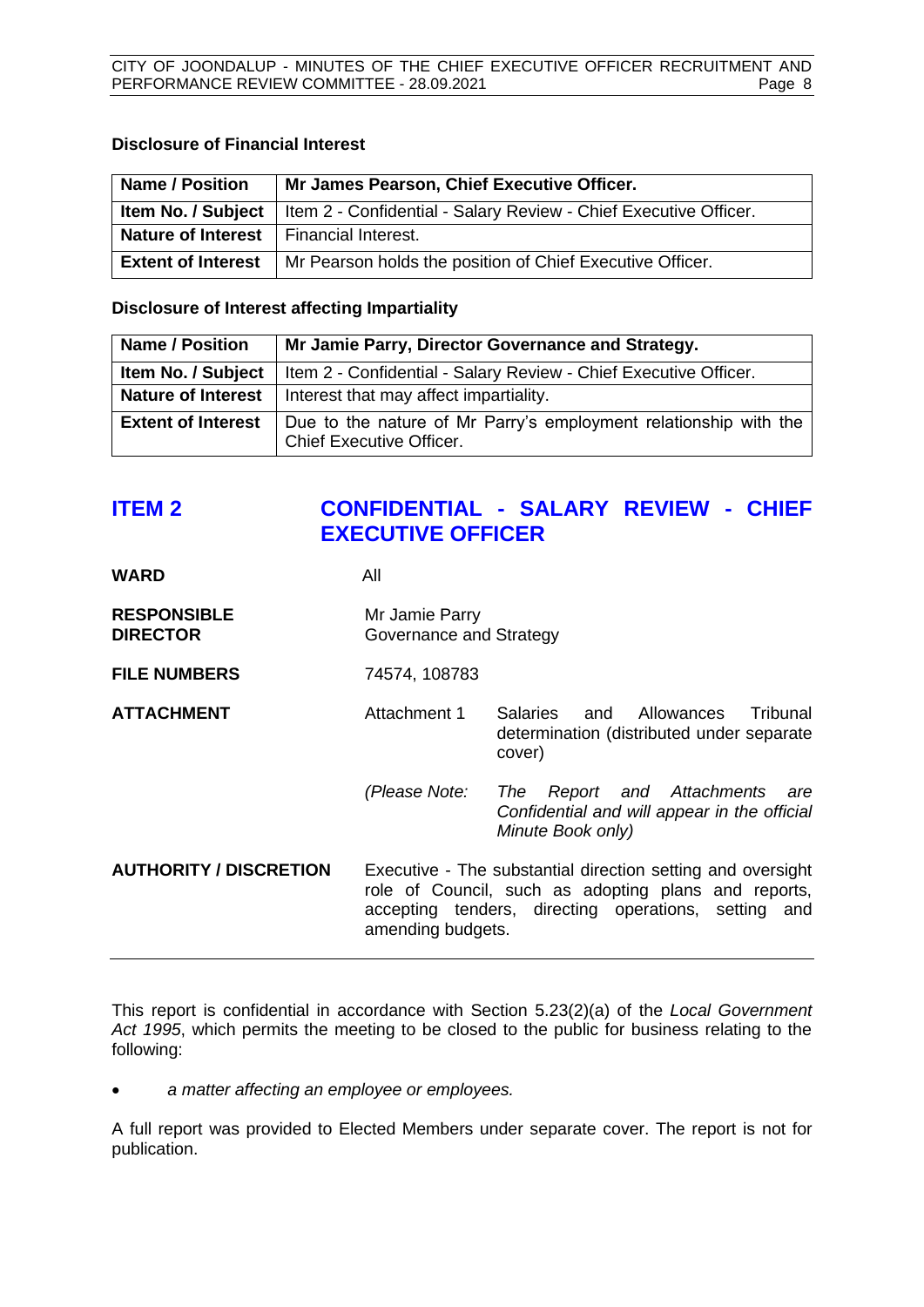**Disclosure of Financial Interest**

| Name / Position | Mr James Pearson, Chief Executive Officer. |
|---|---|
| Item No. / Subject | Item 2 - Confidential - Salary Review - Chief Executive Officer. |
| Nature of Interest | Financial Interest. |
| Extent of Interest | Mr Pearson holds the position of Chief Executive Officer. |

**Disclosure of Interest affecting Impartiality**

| Name / Position | Mr Jamie Parry, Director Governance and Strategy. |
|---|---|
| Item No. / Subject | Item 2 - Confidential - Salary Review - Chief Executive Officer. |
| Nature of Interest | Interest that may affect impartiality. |
| Extent of Interest | Due to the nature of Mr Parry's employment relationship with the Chief Executive Officer. |

## ITEM 2 CONFIDENTIAL - SALARY REVIEW - CHIEF EXECUTIVE OFFICER

**WARD** All

**RESPONSIBLE DIRECTOR** Mr Jamie Parry
Governance and Strategy

**FILE NUMBERS** 74574, 108783

**ATTACHMENT** Attachment 1 Salaries and Allowances Tribunal determination (distributed under separate cover)

*(Please Note: The Report and Attachments are Confidential and will appear in the official Minute Book only)*

**AUTHORITY / DISCRETION** Executive - The substantial direction setting and oversight role of Council, such as adopting plans and reports, accepting tenders, directing operations, setting and amending budgets.

---

This report is confidential in accordance with Section 5.23(2)(a) of the *Local Government Act 1995*, which permits the meeting to be closed to the public for business relating to the following:

- *a matter affecting an employee or employees.*

A full report was provided to Elected Members under separate cover. The report is not for publication.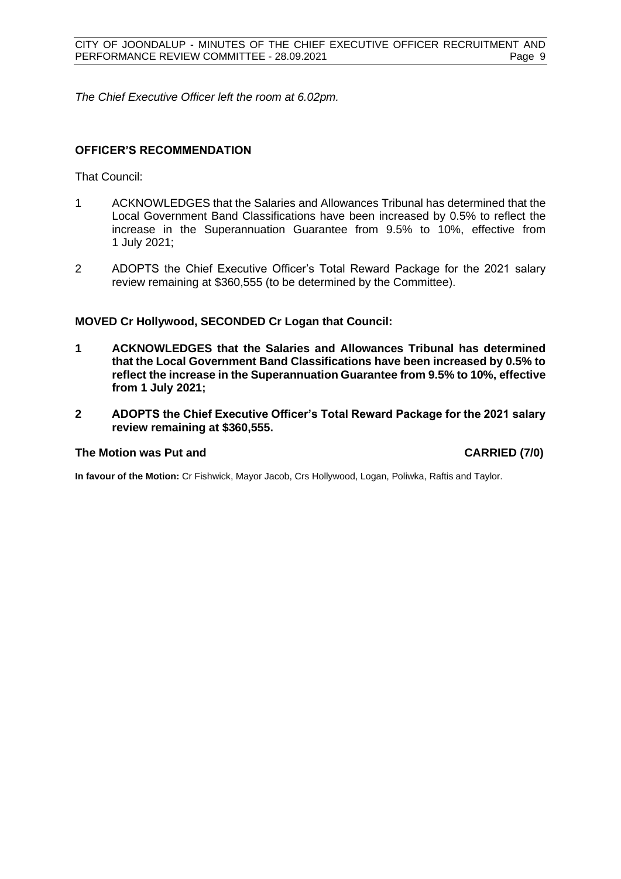*The Chief Executive Officer left the room at 6.02pm.*

### OFFICER'S RECOMMENDATION

That Council:

1 ACKNOWLEDGES that the Salaries and Allowances Tribunal has determined that the Local Government Band Classifications have been increased by 0.5% to reflect the increase in the Superannuation Guarantee from 9.5% to 10%, effective from 1 July 2021;

2 ADOPTS the Chief Executive Officer's Total Reward Package for the 2021 salary review remaining at $360,555 (to be determined by the Committee).

**MOVED Cr Hollywood, SECONDED Cr Logan that Council:**

**1 ACKNOWLEDGES that the Salaries and Allowances Tribunal has determined that the Local Government Band Classifications have been increased by 0.5% to reflect the increase in the Superannuation Guarantee from 9.5% to 10%, effective from 1 July 2021;**

**2 ADOPTS the Chief Executive Officer's Total Reward Package for the 2021 salary review remaining at $360,555.**

**The Motion was Put and CARRIED (7/0)**

**In favour of the Motion:** Cr Fishwick, Mayor Jacob, Crs Hollywood, Logan, Poliwka, Raftis and Taylor.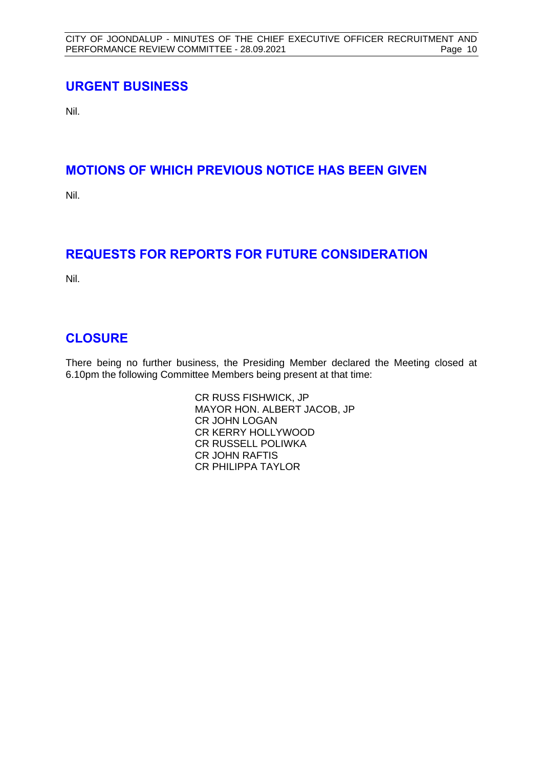## URGENT BUSINESS

Nil.

## MOTIONS OF WHICH PREVIOUS NOTICE HAS BEEN GIVEN

Nil.

## REQUESTS FOR REPORTS FOR FUTURE CONSIDERATION

Nil.

## CLOSURE

There being no further business, the Presiding Member declared the Meeting closed at 6.10pm the following Committee Members being present at that time:

CR RUSS FISHWICK, JP
MAYOR HON. ALBERT JACOB, JP
CR JOHN LOGAN
CR KERRY HOLLYWOOD
CR RUSSELL POLIWKA
CR JOHN RAFTIS
CR PHILIPPA TAYLOR